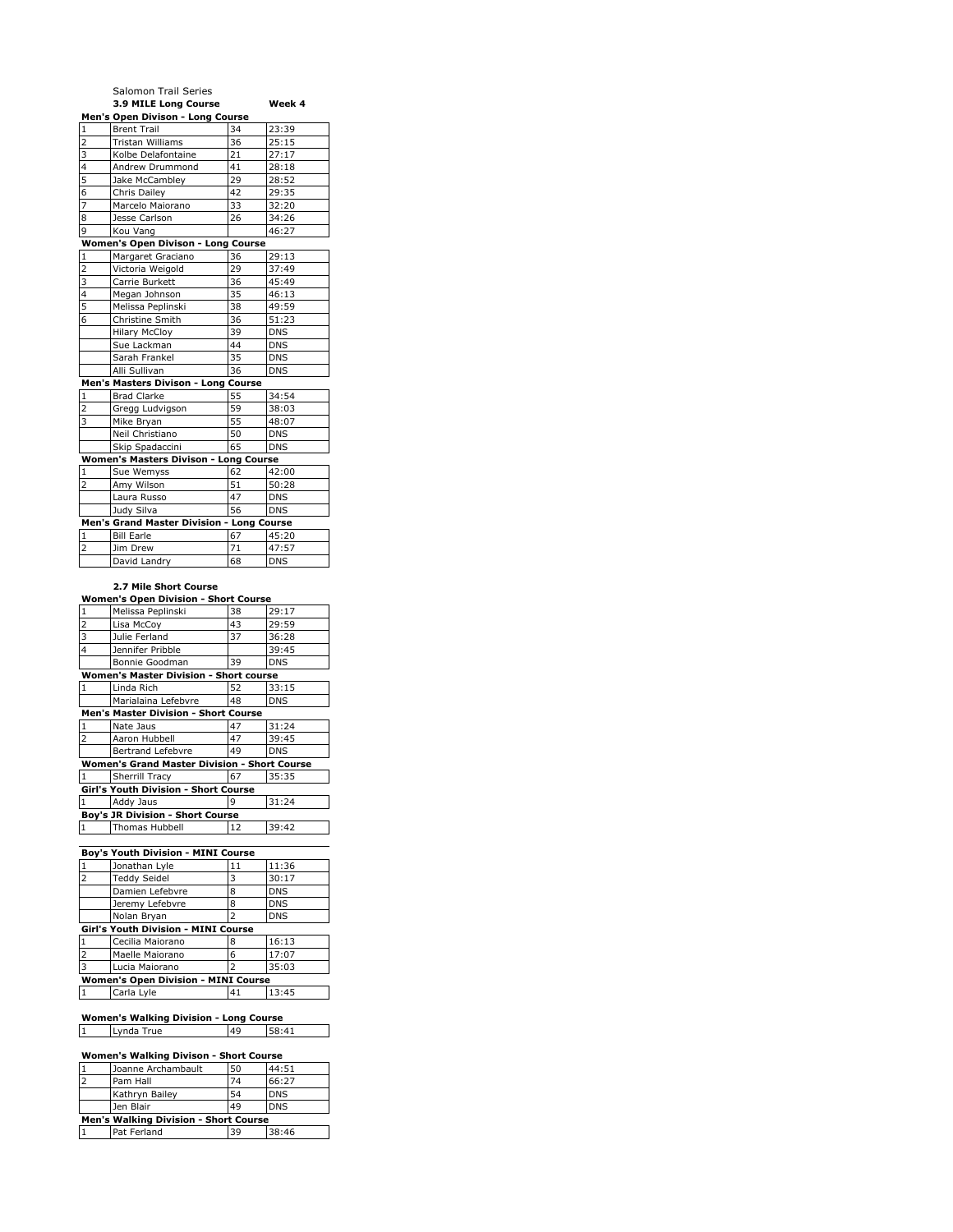Salomon Trail Series

**3.9 MILE Long Course** **Week 4**

**Men's Open Divison - Long Course**

| | | | |
|---|---|---|---|
| 1 | Brent Trail | 34 | 23:39 |
| 2 | Tristan Williams | 36 | 25:15 |
| 3 | Kolbe Delafontaine | 21 | 27:17 |
| 4 | Andrew Drummond | 41 | 28:18 |
| 5 | Jake McCambley | 29 | 28:52 |
| 6 | Chris Dailey | 42 | 29:35 |
| 7 | Marcelo Maiorano | 33 | 32:20 |
| 8 | Jesse Carlson | 26 | 34:26 |
| 9 | Kou Vang | | 46:27 |

**Women's Open Divison - Long Course**

| | | | |
|---|---|---|---|
| 1 | Margaret Graciano | 36 | 29:13 |
| 2 | Victoria Weigold | 29 | 37:49 |
| 3 | Carrie Burkett | 36 | 45:49 |
| 4 | Megan Johnson | 35 | 46:13 |
| 5 | Melissa Peplinski | 38 | 49:59 |
| 6 | Christine Smith | 36 | 51:23 |
| | Hilary McCloy | 39 | DNS |
| | Sue Lackman | 44 | DNS |
| | Sarah Frankel | 35 | DNS |
| | Alli Sullivan | 36 | DNS |

**Men's Masters Divison - Long Course**

| | | | |
|---|---|---|---|
| 1 | Brad Clarke | 55 | 34:54 |
| 2 | Gregg Ludvigson | 59 | 38:03 |
| 3 | Mike Bryan | 55 | 48:07 |
| | Neil Christiano | 50 | DNS |
| | Skip Spadaccini | 65 | DNS |

**Women's Masters Divison - Long Course**

| | | | |
|---|---|---|---|
| 1 | Sue Wemyss | 62 | 42:00 |
| 2 | Amy Wilson | 51 | 50:28 |
| | Laura Russo | 47 | DNS |
| | Judy Silva | 56 | DNS |

**Men's Grand Master Division - Long Course**

| | | | |
|---|---|---|---|
| 1 | Bill Earle | 67 | 45:20 |
| 2 | Jim Drew | 71 | 47:57 |
| | David Landry | 68 | DNS |

**2.7 Mile Short Course**

**Women's Open Division - Short Course**

| | | | |
|---|---|---|---|
| 1 | Melissa Peplinski | 38 | 29:17 |
| 2 | Lisa McCoy | 43 | 29:59 |
| 3 | Julie Ferland | 37 | 36:28 |
| 4 | Jennifer Pribble | | 39:45 |
| | Bonnie Goodman | 39 | DNS |

**Women's Master Division - Short course**

| | | | |
|---|---|---|---|
| 1 | Linda Rich | 52 | 33:15 |
| | Marialaina Lefebvre | 48 | DNS |

**Men's Master Division - Short Course**

| | | | |
|---|---|---|---|
| 1 | Nate Jaus | 47 | 31:24 |
| 2 | Aaron Hubbell | 47 | 39:45 |
| | Bertrand Lefebvre | 49 | DNS |

**Women's Grand Master Division - Short Course**

| | | | |
|---|---|---|---|
| 1 | Sherrill Tracy | 67 | 35:35 |

**Girl's Youth Division - Short Course**

| | | | |
|---|---|---|---|
| 1 | Addy Jaus | 9 | 31:24 |

**Boy's JR Division - Short Course**

| | | | |
|---|---|---|---|
| 1 | Thomas Hubbell | 12 | 39:42 |

**Boy's Youth Division - MINI Course**

| | | | |
|---|---|---|---|
| 1 | Jonathan Lyle | 11 | 11:36 |
| 2 | Teddy Seidel | 3 | 30:17 |
| | Damien Lefebvre | 8 | DNS |
| | Jeremy Lefebvre | 8 | DNS |
| | Nolan Bryan | 2 | DNS |

**Girl's Youth Division - MINI Course**

| | | | |
|---|---|---|---|
| 1 | Cecilia Maiorano | 8 | 16:13 |
| 2 | Maelle Maiorano | 6 | 17:07 |
| 3 | Lucia Maiorano | 2 | 35:03 |

**Women's Open Division - MINI Course**

| | | | |
|---|---|---|---|
| 1 | Carla Lyle | 41 | 13:45 |

**Women's Walking Division - Long Course**

| | | | |
|---|---|---|---|
| 1 | Lynda True | 49 | 58:41 |

**Women's Walking Divison - Short Course**

| | | | |
|---|---|---|---|
| 1 | Joanne Archambault | 50 | 44:51 |
| 2 | Pam Hall | 74 | 66:27 |
| | Kathryn Bailey | 54 | DNS |
| | Jen Blair | 49 | DNS |

**Men's Walking Division - Short Course**

| | | | |
|---|---|---|---|
| 1 | Pat Ferland | 39 | 38:46 |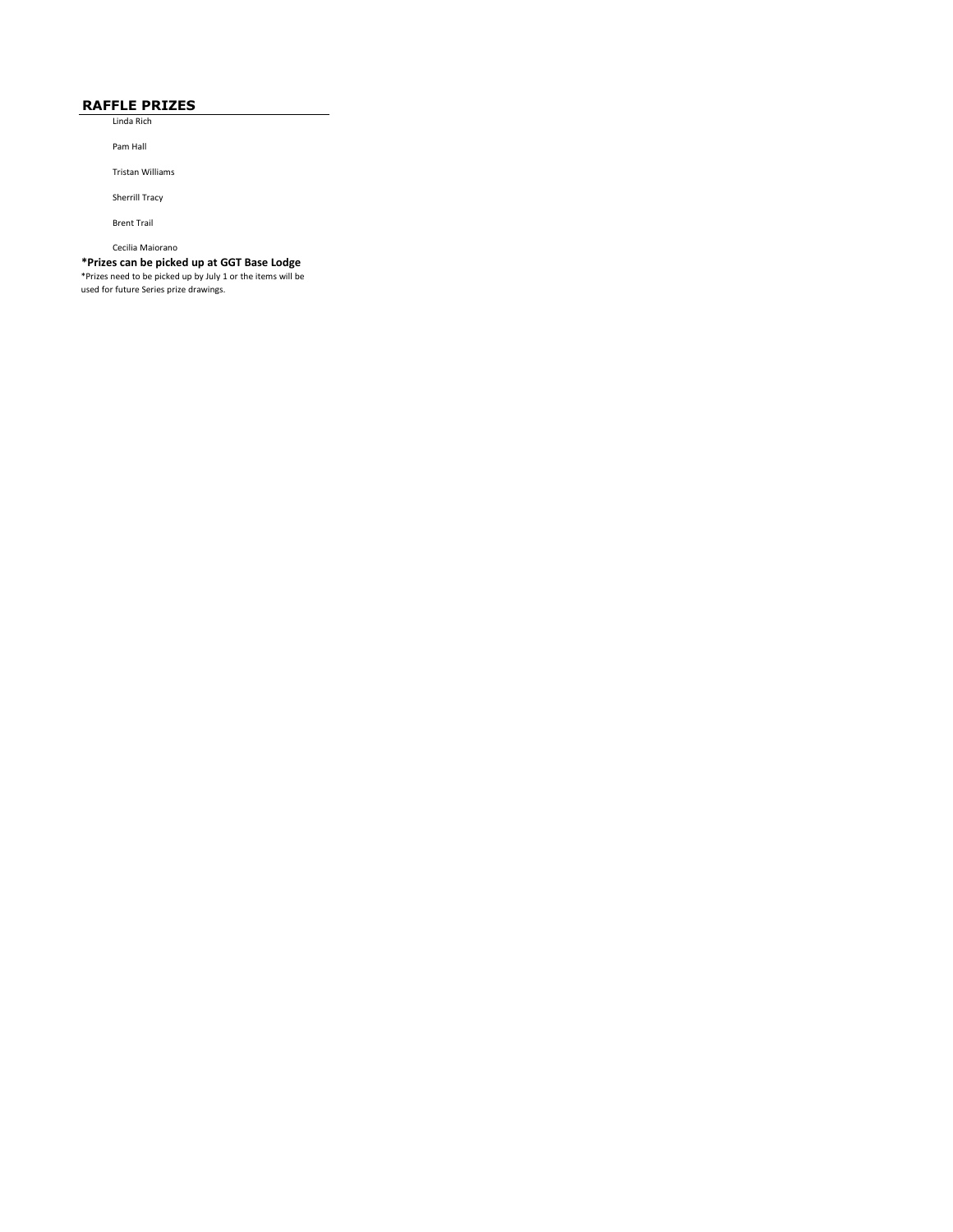## RAFFLE PRIZES

Linda Rich

Pam Hall

Tristan Williams

Sherrill Tracy

Brent Trail

Cecilia Maiorano

**\*Prizes can be picked up at GGT Base Lodge**

\*Prizes need to be picked up by July 1 or the items will be used for future Series prize drawings.